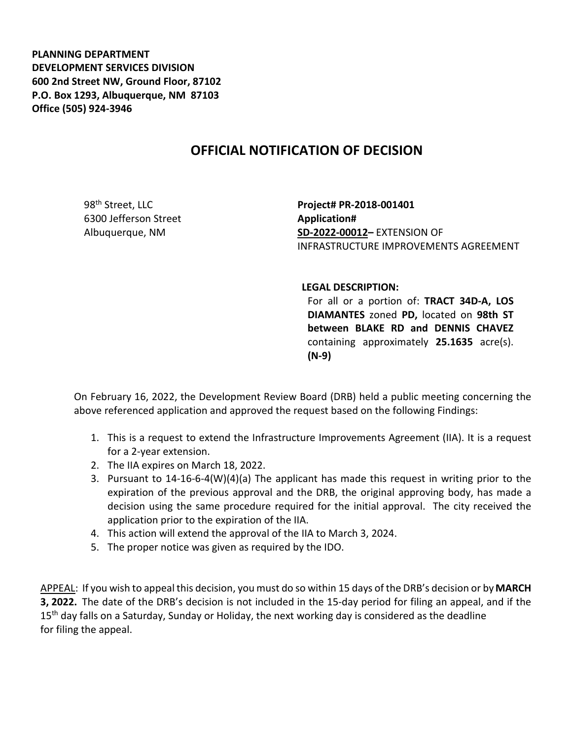**PLANNING DEPARTMENT**
**DEVELOPMENT SERVICES DIVISION**
**600 2nd Street NW, Ground Floor, 87102**
**P.O. Box 1293, Albuquerque, NM 87103**
**Office (505) 924-3946**

# OFFICIAL NOTIFICATION OF DECISION

98th Street, LLC
6300 Jefferson Street
Albuquerque, NM

**Project# PR-2018-001401**
**Application#**
**SD-2022-00012–** EXTENSION OF INFRASTRUCTURE IMPROVEMENTS AGREEMENT

**LEGAL DESCRIPTION:**
For all or a portion of: **TRACT 34D-A, LOS DIAMANTES** zoned **PD,** located on **98th ST between BLAKE RD and DENNIS CHAVEZ** containing approximately **25.1635** acre(s). **(N-9)**

On February 16, 2022, the Development Review Board (DRB) held a public meeting concerning the above referenced application and approved the request based on the following Findings:

1. This is a request to extend the Infrastructure Improvements Agreement (IIA). It is a request for a 2-year extension.
2. The IIA expires on March 18, 2022.
3. Pursuant to 14-16-6-4(W)(4)(a) The applicant has made this request in writing prior to the expiration of the previous approval and the DRB, the original approving body, has made a decision using the same procedure required for the initial approval. The city received the application prior to the expiration of the IIA.
4. This action will extend the approval of the IIA to March 3, 2024.
5. The proper notice was given as required by the IDO.

APPEAL: If you wish to appeal this decision, you must do so within 15 days of the DRB's decision or by **MARCH 3, 2022.** The date of the DRB's decision is not included in the 15-day period for filing an appeal, and if the 15th day falls on a Saturday, Sunday or Holiday, the next working day is considered as the deadline for filing the appeal.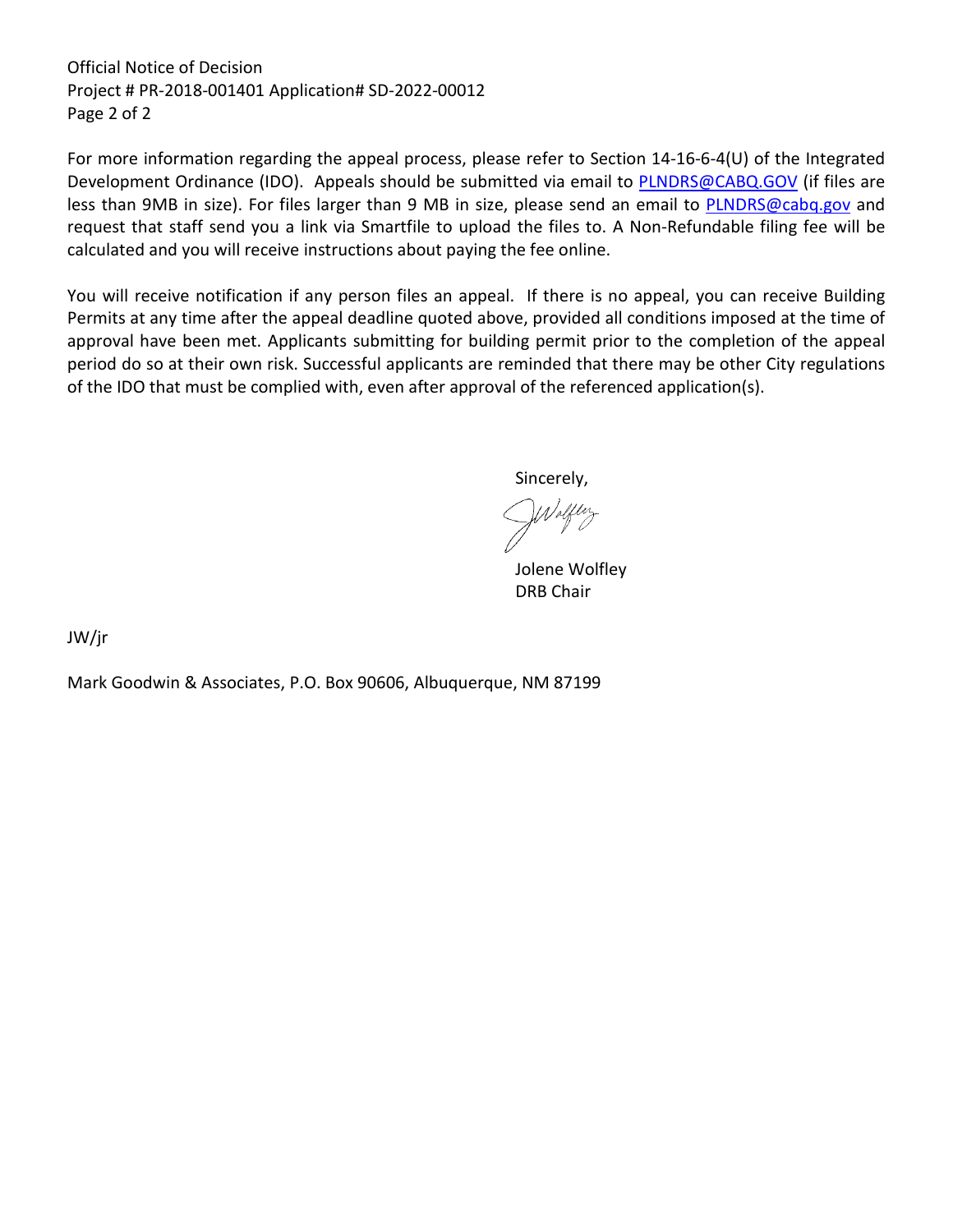For more information regarding the appeal process, please refer to Section 14-16-6-4(U) of the Integrated Development Ordinance (IDO). Appeals should be submitted via email to PLNDRS@CABQ.GOV (if files are less than 9MB in size). For files larger than 9 MB in size, please send an email to PLNDRS@cabq.gov and request that staff send you a link via Smartfile to upload the files to. A Non-Refundable filing fee will be calculated and you will receive instructions about paying the fee online.

You will receive notification if any person files an appeal. If there is no appeal, you can receive Building Permits at any time after the appeal deadline quoted above, provided all conditions imposed at the time of approval have been met. Applicants submitting for building permit prior to the completion of the appeal period do so at their own risk. Successful applicants are reminded that there may be other City regulations of the IDO that must be complied with, even after approval of the referenced application(s).

Sincerely,

Jolene Wolfley
DRB Chair

JW/jr

Mark Goodwin & Associates, P.O. Box 90606, Albuquerque, NM 87199